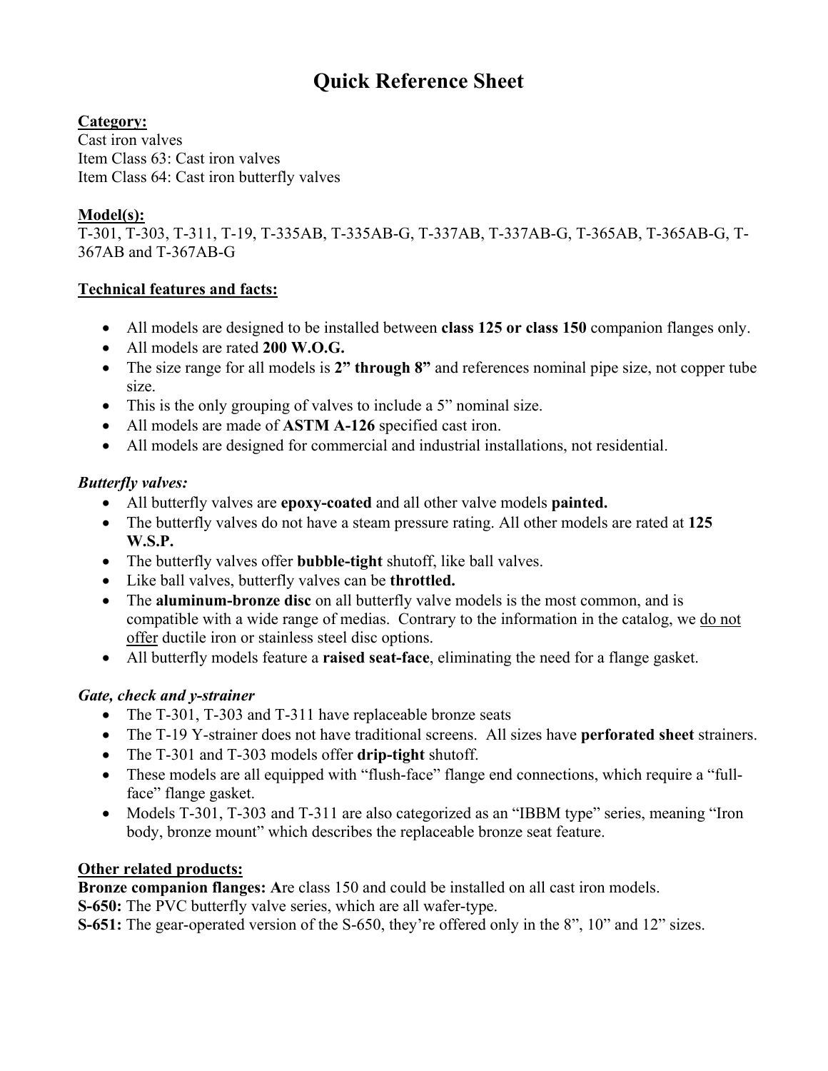# Quick Reference Sheet

**Category:**
Cast iron valves
Item Class 63: Cast iron valves
Item Class 64: Cast iron butterfly valves

**Model(s):**
T-301, T-303, T-311, T-19, T-335AB, T-335AB-G, T-337AB, T-337AB-G, T-365AB, T-365AB-G, T-367AB and T-367AB-G

**Technical features and facts:**

- All models are designed to be installed between **class 125 or class 150** companion flanges only.
- All models are rated **200 W.O.G.**
- The size range for all models is **2" through 8"** and references nominal pipe size, not copper tube size.
- This is the only grouping of valves to include a 5" nominal size.
- All models are made of **ASTM A-126** specified cast iron.
- All models are designed for commercial and industrial installations, not residential.

*Butterfly valves:*

- All butterfly valves are **epoxy-coated** and all other valve models **painted.**
- The butterfly valves do not have a steam pressure rating. All other models are rated at **125 W.S.P.**
- The butterfly valves offer **bubble-tight** shutoff, like ball valves.
- Like ball valves, butterfly valves can be **throttled.**
- The **aluminum-bronze disc** on all butterfly valve models is the most common, and is compatible with a wide range of medias. Contrary to the information in the catalog, we <u>do not offer</u> ductile iron or stainless steel disc options.
- All butterfly models feature a **raised seat-face**, eliminating the need for a flange gasket.

*Gate, check and y-strainer*

- The T-301, T-303 and T-311 have replaceable bronze seats
- The T-19 Y-strainer does not have traditional screens. All sizes have **perforated sheet** strainers.
- The T-301 and T-303 models offer **drip-tight** shutoff.
- These models are all equipped with "flush-face" flange end connections, which require a "full-face" flange gasket.
- Models T-301, T-303 and T-311 are also categorized as an "IBBM type" series, meaning "Iron body, bronze mount" which describes the replaceable bronze seat feature.

**Other related products:**
**Bronze companion flanges: A**re class 150 and could be installed on all cast iron models.
**S-650:** The PVC butterfly valve series, which are all wafer-type.
**S-651:** The gear-operated version of the S-650, they're offered only in the 8", 10" and 12" sizes.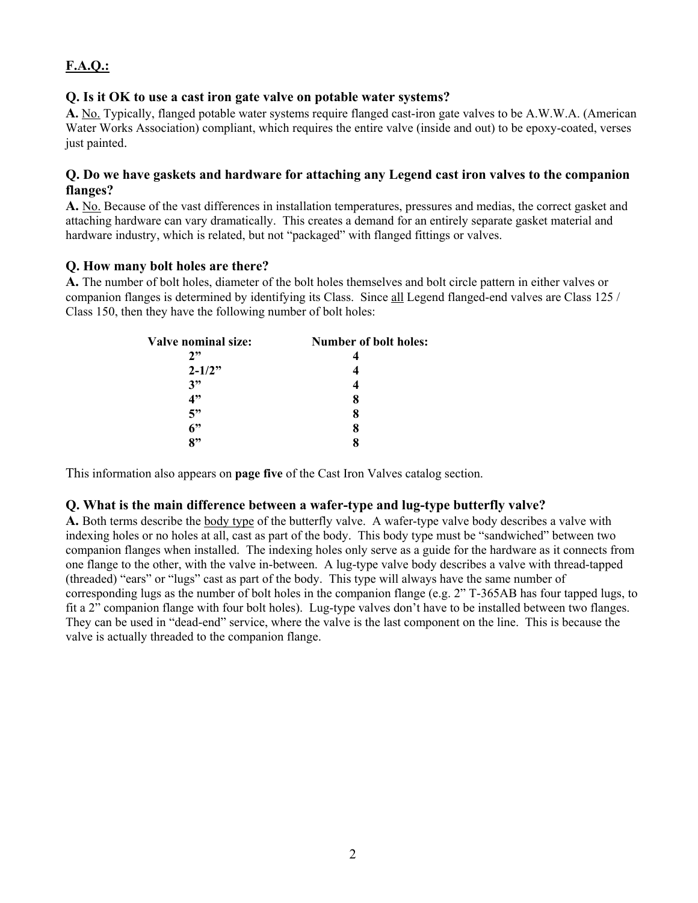## F.A.Q.:

### Q. Is it OK to use a cast iron gate valve on potable water systems?

**A.** No. Typically, flanged potable water systems require flanged cast-iron gate valves to be A.W.W.A. (American Water Works Association) compliant, which requires the entire valve (inside and out) to be epoxy-coated, verses just painted.

### Q. Do we have gaskets and hardware for attaching any Legend cast iron valves to the companion flanges?

**A.** No. Because of the vast differences in installation temperatures, pressures and medias, the correct gasket and attaching hardware can vary dramatically. This creates a demand for an entirely separate gasket material and hardware industry, which is related, but not "packaged" with flanged fittings or valves.

### Q. How many bolt holes are there?

**A.** The number of bolt holes, diameter of the bolt holes themselves and bolt circle pattern in either valves or companion flanges is determined by identifying its Class. Since all Legend flanged-end valves are Class 125 / Class 150, then they have the following number of bolt holes:

| Valve nominal size: | Number of bolt holes: |
|---|---|
| 2" | 4 |
| 2-1/2" | 4 |
| 3" | 4 |
| 4" | 8 |
| 5" | 8 |
| 6" | 8 |
| 8" | 8 |

This information also appears on **page five** of the Cast Iron Valves catalog section.

### Q. What is the main difference between a wafer-type and lug-type butterfly valve?

**A.** Both terms describe the body type of the butterfly valve. A wafer-type valve body describes a valve with indexing holes or no holes at all, cast as part of the body. This body type must be "sandwiched" between two companion flanges when installed. The indexing holes only serve as a guide for the hardware as it connects from one flange to the other, with the valve in-between. A lug-type valve body describes a valve with thread-tapped (threaded) "ears" or "lugs" cast as part of the body. This type will always have the same number of corresponding lugs as the number of bolt holes in the companion flange (e.g. 2" T-365AB has four tapped lugs, to fit a 2" companion flange with four bolt holes). Lug-type valves don't have to be installed between two flanges. They can be used in "dead-end" service, where the valve is the last component on the line. This is because the valve is actually threaded to the companion flange.